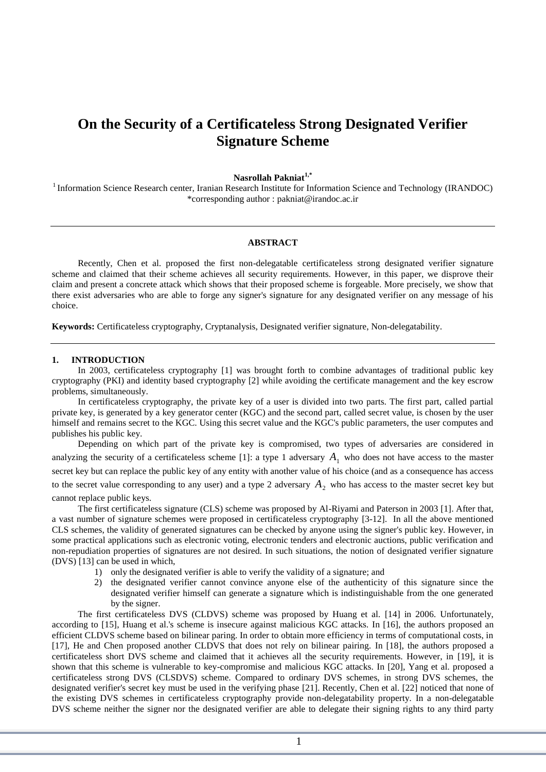# On the Security of a Certificateless Strong Designated Verifier Signature Scheme

**Nasrollah Pakniat[1,*]**

[1] Information Science Research center, Iranian Research Institute for Information Science and Technology (IRANDOC)
*corresponding author : pakniat@irandoc.ac.ir

---

**ABSTRACT**

Recently, Chen et al. proposed the first non-delegatable certificateless strong designated verifier signature scheme and claimed that their scheme achieves all security requirements. However, in this paper, we disprove their claim and present a concrete attack which shows that their proposed scheme is forgeable. More precisely, we show that there exist adversaries who are able to forge any signer's signature for any designated verifier on any message of his choice.

**Keywords:** Certificateless cryptography, Cryptanalysis, Designated verifier signature, Non-delegatability.

---

## 1. INTRODUCTION

In 2003, certificateless cryptography [1] was brought forth to combine advantages of traditional public key cryptography (PKI) and identity based cryptography [2] while avoiding the certificate management and the key escrow problems, simultaneously.

In certificateless cryptography, the private key of a user is divided into two parts. The first part, called partial private key, is generated by a key generator center (KGC) and the second part, called secret value, is chosen by the user himself and remains secret to the KGC. Using this secret value and the KGC's public parameters, the user computes and publishes his public key.

Depending on which part of the private key is compromised, two types of adversaries are considered in analyzing the security of a certificateless scheme [1]: a type 1 adversary $A_1$ who does not have access to the master secret key but can replace the public key of any entity with another value of his choice (and as a consequence has access to the secret value corresponding to any user) and a type 2 adversary $A_2$ who has access to the master secret key but cannot replace public keys.

The first certificateless signature (CLS) scheme was proposed by Al-Riyami and Paterson in 2003 [1]. After that, a vast number of signature schemes were proposed in certificateless cryptography [3-12]. In all the above mentioned CLS schemes, the validity of generated signatures can be checked by anyone using the signer's public key. However, in some practical applications such as electronic voting, electronic tenders and electronic auctions, public verification and non-repudiation properties of signatures are not desired. In such situations, the notion of designated verifier signature (DVS) [13] can be used in which,

1) only the designated verifier is able to verify the validity of a signature; and
2) the designated verifier cannot convince anyone else of the authenticity of this signature since the designated verifier himself can generate a signature which is indistinguishable from the one generated by the signer.

The first certificateless DVS (CLDVS) scheme was proposed by Huang et al. [14] in 2006. Unfortunately, according to [15], Huang et al.'s scheme is insecure against malicious KGC attacks. In [16], the authors proposed an efficient CLDVS scheme based on bilinear paring. In order to obtain more efficiency in terms of computational costs, in [17], He and Chen proposed another CLDVS that does not rely on bilinear pairing. In [18], the authors proposed a certificateless short DVS scheme and claimed that it achieves all the security requirements. However, in [19], it is shown that this scheme is vulnerable to key-compromise and malicious KGC attacks. In [20], Yang et al. proposed a certificateless strong DVS (CLSDVS) scheme. Compared to ordinary DVS schemes, in strong DVS schemes, the designated verifier's secret key must be used in the verifying phase [21]. Recently, Chen et al. [22] noticed that none of the existing DVS schemes in certificateless cryptography provide non-delegatability property. In a non-delegatable DVS scheme neither the signer nor the designated verifier are able to delegate their signing rights to any third party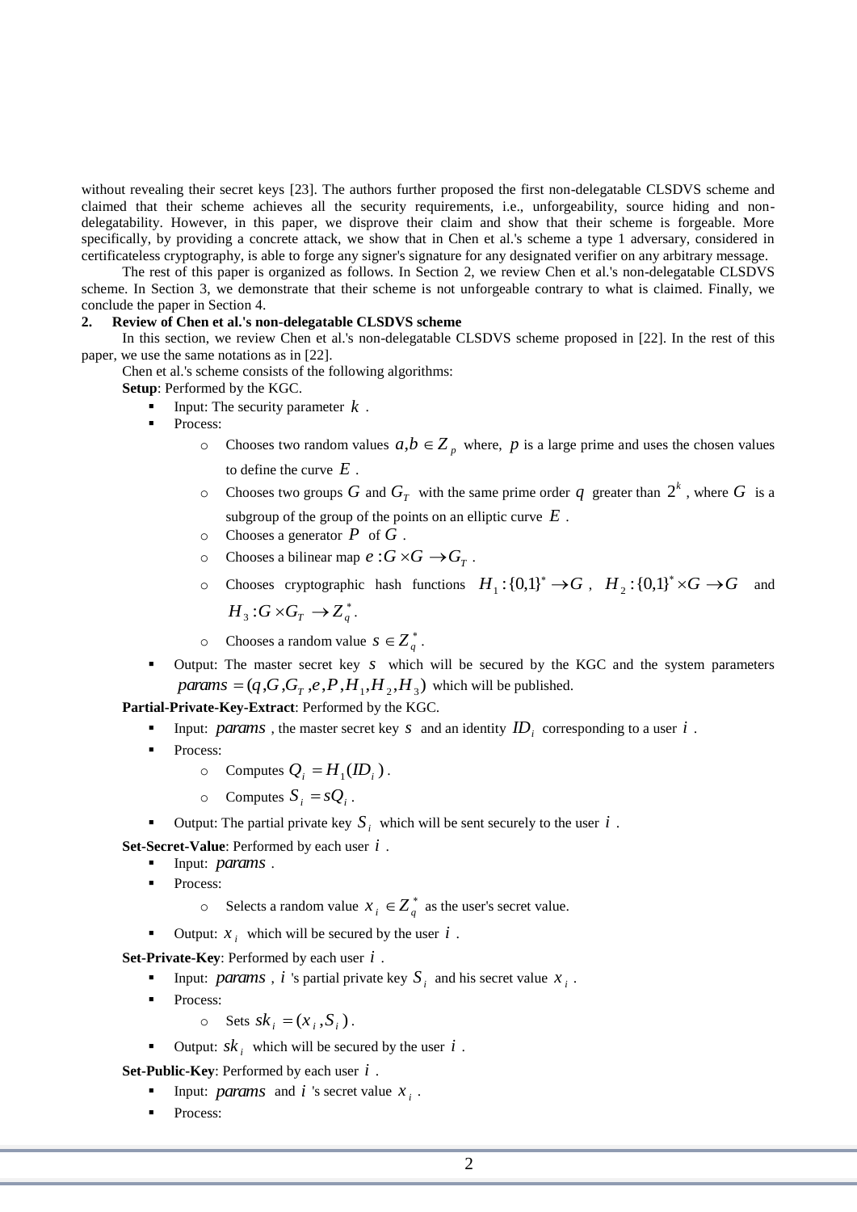without revealing their secret keys [23]. The authors further proposed the first non-delegatable CLSDVS scheme and claimed that their scheme achieves all the security requirements, i.e., unforgeability, source hiding and non-delegatability. However, in this paper, we disprove their claim and show that their scheme is forgeable. More specifically, by providing a concrete attack, we show that in Chen et al.'s scheme a type 1 adversary, considered in certificateless cryptography, is able to forge any signer's signature for any designated verifier on any arbitrary message.

The rest of this paper is organized as follows. In Section 2, we review Chen et al.'s non-delegatable CLSDVS scheme. In Section 3, we demonstrate that their scheme is not unforgeable contrary to what is claimed. Finally, we conclude the paper in Section 4.

## 2. Review of Chen et al.'s non-delegatable CLSDVS scheme

In this section, we review Chen et al.'s non-delegatable CLSDVS scheme proposed in [22]. In the rest of this paper, we use the same notations as in [22].

Chen et al.'s scheme consists of the following algorithms:

**Setup**: Performed by the KGC.

- Input: The security parameter $k$.
- Process:
  - Chooses two random values $a, b \in Z_p$ where, $p$ is a large prime and uses the chosen values to define the curve $E$.
  - Chooses two groups $G$ and $G_T$ with the same prime order $q$ greater than $2^k$, where $G$ is a subgroup of the group of the points on an elliptic curve $E$.
  - Chooses a generator $P$ of $G$.
  - Chooses a bilinear map $e: G \times G \rightarrow G_T$.
  - Chooses cryptographic hash functions $H_1: \{0,1\}^* \rightarrow G$, $H_2: \{0,1\}^* \times G \rightarrow G$ and $H_3: G \times G_T \rightarrow Z_q^*$.
  - Chooses a random value $s \in Z_q^*$.
- Output: The master secret key $s$ which will be secured by the KGC and the system parameters $params = (q, G, G_T, e, P, H_1, H_2, H_3)$ which will be published.

**Partial-Private-Key-Extract**: Performed by the KGC.

- Input: $params$, the master secret key $s$ and an identity $ID_i$ corresponding to a user $i$.
- Process:
  - Computes $Q_i = H_1(ID_i)$.
  - Computes $S_i = sQ_i$.
- Output: The partial private key $S_i$ which will be sent securely to the user $i$.

**Set-Secret-Value**: Performed by each user $i$.

- Input: $params$.
- Process:
  - Selects a random value $x_i \in Z_q^*$ as the user's secret value.
- Output: $x_i$ which will be secured by the user $i$.

**Set-Private-Key**: Performed by each user $i$.

- Input: $params$, $i$ 's partial private key $S_i$ and his secret value $x_i$.
- Process:
  - Sets $sk_i = (x_i, S_i)$.
- Output: $sk_i$ which will be secured by the user $i$.

**Set-Public-Key**: Performed by each user $i$.

- Input: $params$ and $i$ 's secret value $x_i$.
- Process: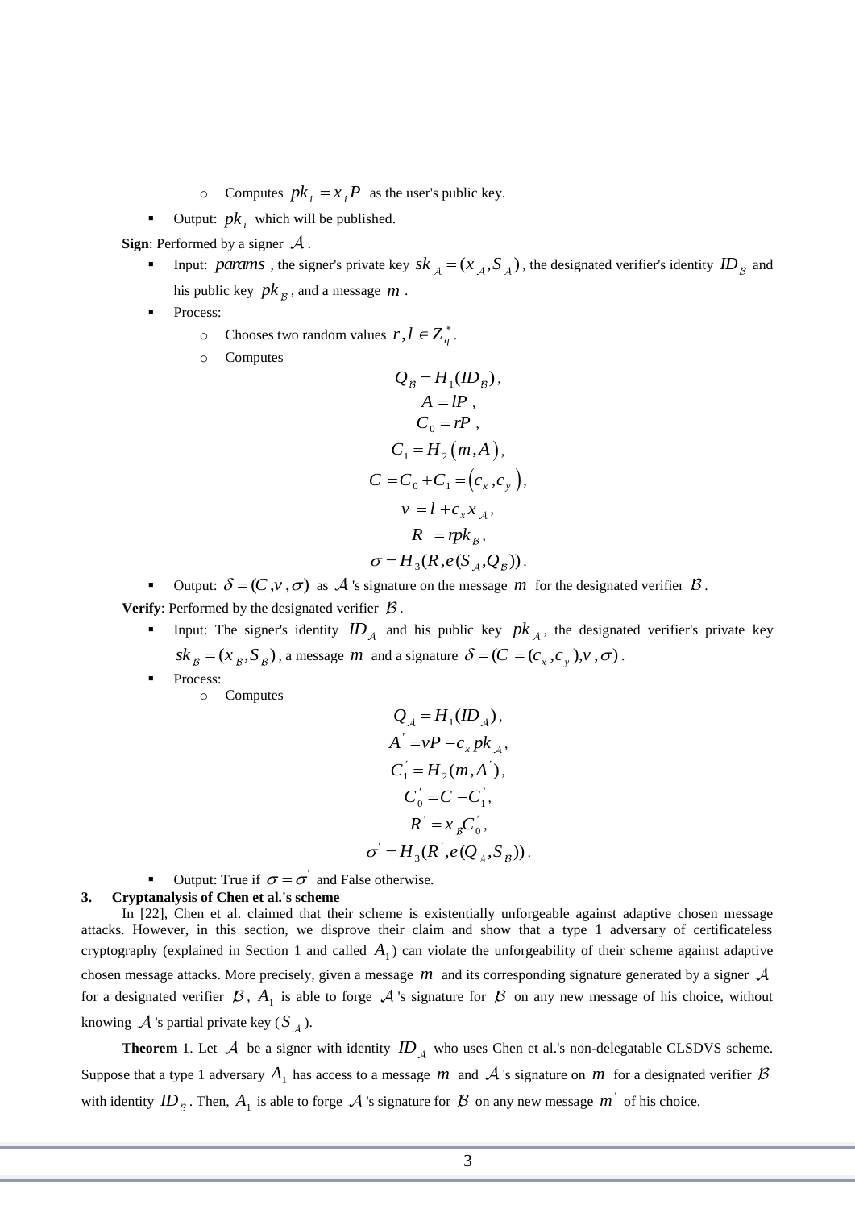- Computes $pk_i = x_i P$ as the user's public key.
- Output: $pk_i$ which will be published.

**Sign**: Performed by a signer $\mathcal{A}$.

- Input: $params$, the signer's private key $sk_{\mathcal{A}} = (x_{\mathcal{A}}, S_{\mathcal{A}})$, the designated verifier's identity $ID_{\mathcal{B}}$ and his public key $pk_{\mathcal{B}}$, and a message $m$.
- Process:
  - Chooses two random values $r, l \in Z_q^*$.
  - Computes

$$
\begin{gathered}
Q_{\mathcal{B}} = H_1(ID_{\mathcal{B}}), \\
A = lP, \\
C_0 = rP, \\
C_1 = H_2(m, A), \\
C = C_0 + C_1 = (c_x, c_y), \\
v = l + c_x x_{\mathcal{A}}, \\
R = r pk_{\mathcal{B}}, \\
\sigma = H_3(R, e(S_{\mathcal{A}}, Q_{\mathcal{B}})).
\end{gathered}
$$

- Output: $\delta = (C, v, \sigma)$ as $\mathcal{A}$'s signature on the message $m$ for the designated verifier $\mathcal{B}$.

**Verify**: Performed by the designated verifier $\mathcal{B}$.

- Input: The signer's identity $ID_{\mathcal{A}}$ and his public key $pk_{\mathcal{A}}$, the designated verifier's private key $sk_{\mathcal{B}} = (x_{\mathcal{B}}, S_{\mathcal{B}})$, a message $m$ and a signature $\delta = (C = (c_x, c_y), v, \sigma)$.
- Process:
  - Computes

$$
\begin{gathered}
Q_{\mathcal{A}} = H_1(ID_{\mathcal{A}}), \\
A' = vP - c_x pk_{\mathcal{A}}, \\
C_1' = H_2(m, A'), \\
C_0' = C - C_1', \\
R' = x_{\mathcal{B}} C_0', \\
\sigma' = H_3(R', e(Q_{\mathcal{A}}, S_{\mathcal{B}})).
\end{gathered}
$$

- Output: True if $\sigma = \sigma'$ and False otherwise.

## 3. Cryptanalysis of Chen et al.'s scheme

In [22], Chen et al. claimed that their scheme is existentially unforgeable against adaptive chosen message attacks. However, in this section, we disprove their claim and show that a type 1 adversary of certificateless cryptography (explained in Section 1 and called $A_1$) can violate the unforgeability of their scheme against adaptive chosen message attacks. More precisely, given a message $m$ and its corresponding signature generated by a signer $\mathcal{A}$ for a designated verifier $\mathcal{B}$, $A_1$ is able to forge $\mathcal{A}$'s signature for $\mathcal{B}$ on any new message of his choice, without knowing $\mathcal{A}$'s partial private key ($S_{\mathcal{A}}$).

**Theorem** 1. Let $\mathcal{A}$ be a signer with identity $ID_{\mathcal{A}}$ who uses Chen et al.'s non-delegatable CLSDVS scheme. Suppose that a type 1 adversary $A_1$ has access to a message $m$ and $\mathcal{A}$'s signature on $m$ for a designated verifier $\mathcal{B}$ with identity $ID_{\mathcal{B}}$. Then, $A_1$ is able to forge $\mathcal{A}$'s signature for $\mathcal{B}$ on any new message $m'$ of his choice.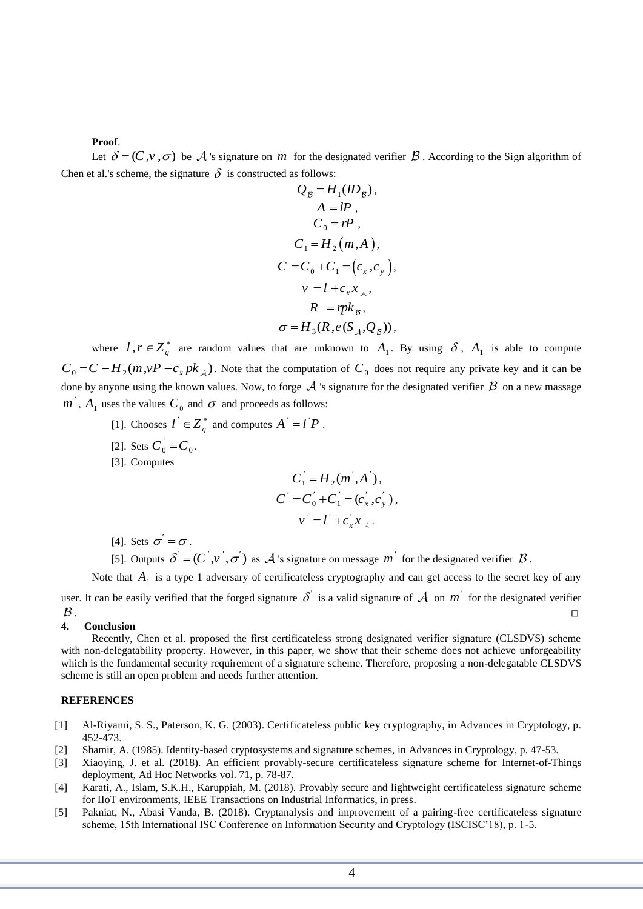**Proof**.

Let $\delta = (C, v, \sigma)$ be $\mathcal{A}$'s signature on $m$ for the designated verifier $\mathcal{B}$. According to the Sign algorithm of Chen et al.'s scheme, the signature $\delta$ is constructed as follows:

$$Q_{\mathcal{B}} = H_1(ID_{\mathcal{B}}),$$
$$A = lP,$$
$$C_0 = rP,$$
$$C_1 = H_2(m, A),$$
$$C = C_0 + C_1 = (c_x, c_y),$$
$$v = l + c_x x_{\mathcal{A}},$$
$$R = rpk_{\mathcal{B}},$$
$$\sigma = H_3(R, e(S_{\mathcal{A}}, Q_{\mathcal{B}})),$$

where $l, r \in Z_q^*$ are random values that are unknown to $A_1$. By using $\delta$, $A_1$ is able to compute $C_0 = C - H_2(m, vP - c_x pk_{\mathcal{A}})$. Note that the computation of $C_0$ does not require any private key and it can be done by anyone using the known values. Now, to forge $\mathcal{A}$'s signature for the designated verifier $\mathcal{B}$ on a new massage $m'$, $A_1$ uses the values $C_0$ and $\sigma$ and proceeds as follows:

[1]. Chooses $l' \in Z_q^*$ and computes $A' = l'P$.

[2]. Sets $C_0' = C_0$.

[3]. Computes

$$C_1' = H_2(m', A'),$$
$$C' = C_0' + C_1' = (c_x', c_y'),$$
$$v' = l' + c_x' x_{\mathcal{A}}.$$

[4]. Sets $\sigma' = \sigma$.

[5]. Outputs $\delta' = (C', v', \sigma')$ as $\mathcal{A}$'s signature on message $m'$ for the designated verifier $\mathcal{B}$.

Note that $A_1$ is a type 1 adversary of certificateless cryptography and can get access to the secret key of any user. It can be easily verified that the forged signature $\delta'$ is a valid signature of $\mathcal{A}$ on $m'$ for the designated verifier $\mathcal{B}$. □

## 4. Conclusion

Recently, Chen et al. proposed the first certificateless strong designated verifier signature (CLSDVS) scheme with non-delegatability property. However, in this paper, we show that their scheme does not achieve unforgeability which is the fundamental security requirement of a signature scheme. Therefore, proposing a non-delegatable CLSDVS scheme is still an open problem and needs further attention.

## REFERENCES

[1] Al-Riyami, S. S., Paterson, K. G. (2003). Certificateless public key cryptography, in Advances in Cryptology, p. 452-473.

[2] Shamir, A. (1985). Identity-based cryptosystems and signature schemes, in Advances in Cryptology, p. 47-53.

[3] Xiaoying, J. et al. (2018). An efficient provably-secure certificateless signature scheme for Internet-of-Things deployment, Ad Hoc Networks vol. 71, p. 78-87.

[4] Karati, A., Islam, S.K.H., Karuppiah, M. (2018). Provably secure and lightweight certificateless signature scheme for IIoT environments, IEEE Transactions on Industrial Informatics, in press.

[5] Pakniat, N., Abasi Vanda, B. (2018). Cryptanalysis and improvement of a pairing-free certificateless signature scheme, 15th International ISC Conference on Information Security and Cryptology (ISCISC'18), p. 1-5.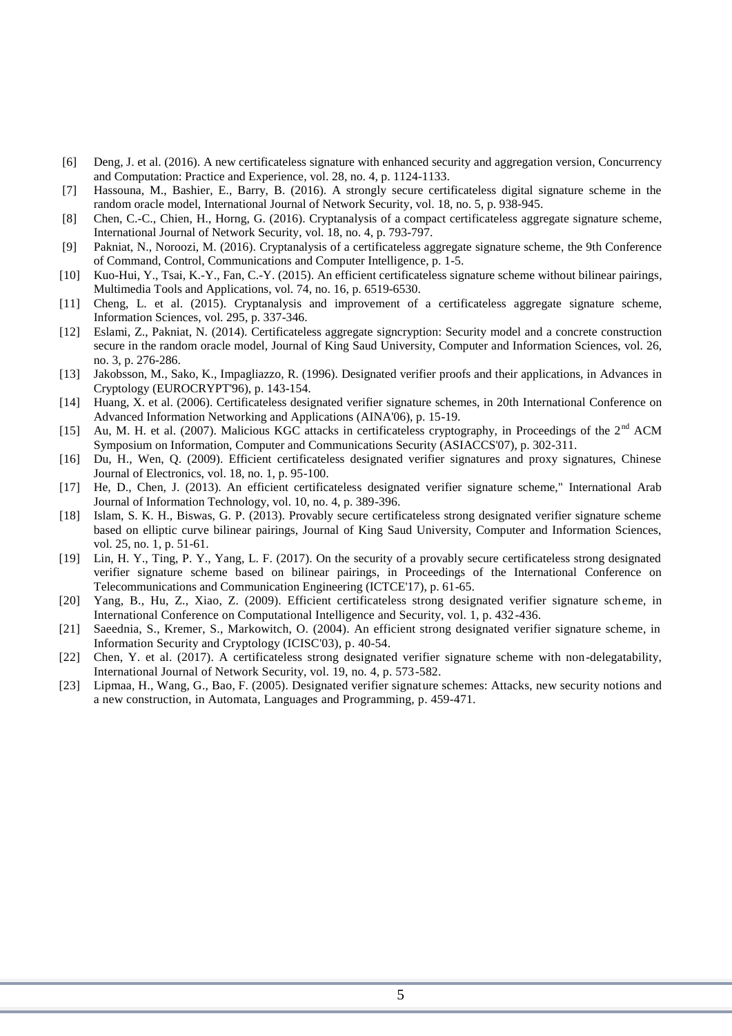[6] Deng, J. et al. (2016). A new certificateless signature with enhanced security and aggregation version, Concurrency and Computation: Practice and Experience, vol. 28, no. 4, p. 1124-1133.

[7] Hassouna, M., Bashier, E., Barry, B. (2016). A strongly secure certificateless digital signature scheme in the random oracle model, International Journal of Network Security, vol. 18, no. 5, p. 938-945.

[8] Chen, C.-C., Chien, H., Horng, G. (2016). Cryptanalysis of a compact certificateless aggregate signature scheme, International Journal of Network Security, vol. 18, no. 4, p. 793-797.

[9] Pakniat, N., Noroozi, M. (2016). Cryptanalysis of a certificateless aggregate signature scheme, the 9th Conference of Command, Control, Communications and Computer Intelligence, p. 1-5.

[10] Kuo-Hui, Y., Tsai, K.-Y., Fan, C.-Y. (2015). An efficient certificateless signature scheme without bilinear pairings, Multimedia Tools and Applications, vol. 74, no. 16, p. 6519-6530.

[11] Cheng, L. et al. (2015). Cryptanalysis and improvement of a certificateless aggregate signature scheme, Information Sciences, vol. 295, p. 337-346.

[12] Eslami, Z., Pakniat, N. (2014). Certificateless aggregate signcryption: Security model and a concrete construction secure in the random oracle model, Journal of King Saud University, Computer and Information Sciences, vol. 26, no. 3, p. 276-286.

[13] Jakobsson, M., Sako, K., Impagliazzo, R. (1996). Designated verifier proofs and their applications, in Advances in Cryptology (EUROCRYPT'96), p. 143-154.

[14] Huang, X. et al. (2006). Certificateless designated verifier signature schemes, in 20th International Conference on Advanced Information Networking and Applications (AINA'06), p. 15-19.

[15] Au, M. H. et al. (2007). Malicious KGC attacks in certificateless cryptography, in Proceedings of the 2nd ACM Symposium on Information, Computer and Communications Security (ASIACCS'07), p. 302-311.

[16] Du, H., Wen, Q. (2009). Efficient certificateless designated verifier signatures and proxy signatures, Chinese Journal of Electronics, vol. 18, no. 1, p. 95-100.

[17] He, D., Chen, J. (2013). An efficient certificateless designated verifier signature scheme," International Arab Journal of Information Technology, vol. 10, no. 4, p. 389-396.

[18] Islam, S. K. H., Biswas, G. P. (2013). Provably secure certificateless strong designated verifier signature scheme based on elliptic curve bilinear pairings, Journal of King Saud University, Computer and Information Sciences, vol. 25, no. 1, p. 51-61.

[19] Lin, H. Y., Ting, P. Y., Yang, L. F. (2017). On the security of a provably secure certificateless strong designated verifier signature scheme based on bilinear pairings, in Proceedings of the International Conference on Telecommunications and Communication Engineering (ICTCE'17), p. 61-65.

[20] Yang, B., Hu, Z., Xiao, Z. (2009). Efficient certificateless strong designated verifier signature scheme, in International Conference on Computational Intelligence and Security, vol. 1, p. 432-436.

[21] Saeednia, S., Kremer, S., Markowitch, O. (2004). An efficient strong designated verifier signature scheme, in Information Security and Cryptology (ICISC'03), p. 40-54.

[22] Chen, Y. et al. (2017). A certificateless strong designated verifier signature scheme with non-delegatability, International Journal of Network Security, vol. 19, no. 4, p. 573-582.

[23] Lipmaa, H., Wang, G., Bao, F. (2005). Designated verifier signature schemes: Attacks, new security notions and a new construction, in Automata, Languages and Programming, p. 459-471.